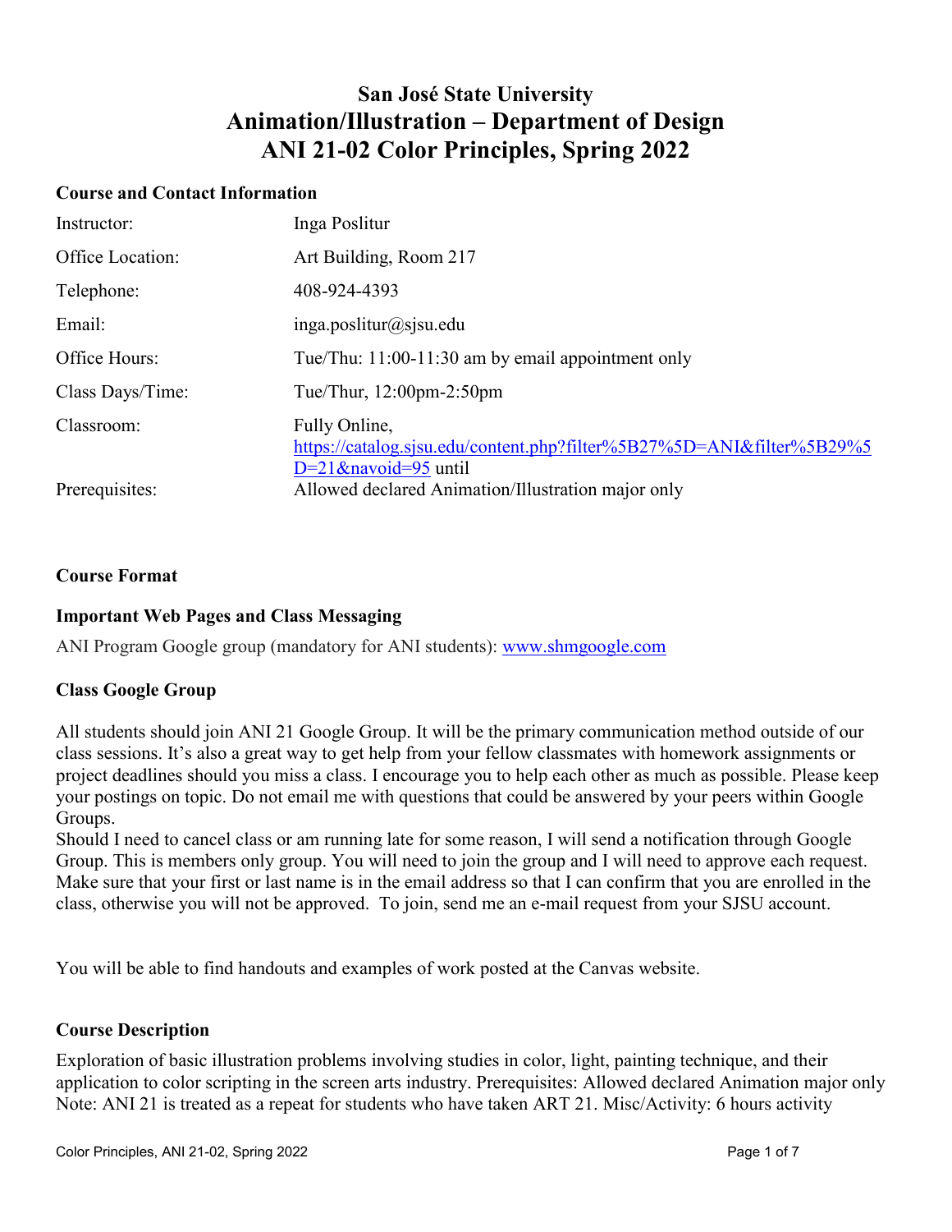# San José State University
# Animation/Illustration – Department of Design
# ANI 21-02 Color Principles, Spring 2022

## Course and Contact Information

| | |
|---|---|
| Instructor: | Inga Poslitur |
| Office Location: | Art Building, Room 217 |
| Telephone: | 408-924-4393 |
| Email: | inga.poslitur@sjsu.edu |
| Office Hours: | Tue/Thu: 11:00-11:30 am by email appointment only |
| Class Days/Time: | Tue/Thur, 12:00pm-2:50pm |
| Classroom: | Fully Online, [https://catalog.sjsu.edu/content.php?filter%5B27%5D=ANI&filter%5B29%5D=21&navoid=95](https://catalog.sjsu.edu/content.php?filter%5B27%5D=ANI&filter%5B29%5D=21&navoid=95) until |
| Prerequisites: | Allowed declared Animation/Illustration major only |

## Course Format

### Important Web Pages and Class Messaging

ANI Program Google group (mandatory for ANI students): [www.shmgoogle.com](www.shmgoogle.com)

### Class Google Group

All students should join ANI 21 Google Group. It will be the primary communication method outside of our class sessions. It's also a great way to get help from your fellow classmates with homework assignments or project deadlines should you miss a class. I encourage you to help each other as much as possible. Please keep your postings on topic. Do not email me with questions that could be answered by your peers within Google Groups.
Should I need to cancel class or am running late for some reason, I will send a notification through Google Group. This is members only group. You will need to join the group and I will need to approve each request. Make sure that your first or last name is in the email address so that I can confirm that you are enrolled in the class, otherwise you will not be approved. To join, send me an e-mail request from your SJSU account.

You will be able to find handouts and examples of work posted at the Canvas website.

## Course Description

Exploration of basic illustration problems involving studies in color, light, painting technique, and their application to color scripting in the screen arts industry. Prerequisites: Allowed declared Animation major only Note: ANI 21 is treated as a repeat for students who have taken ART 21. Misc/Activity: 6 hours activity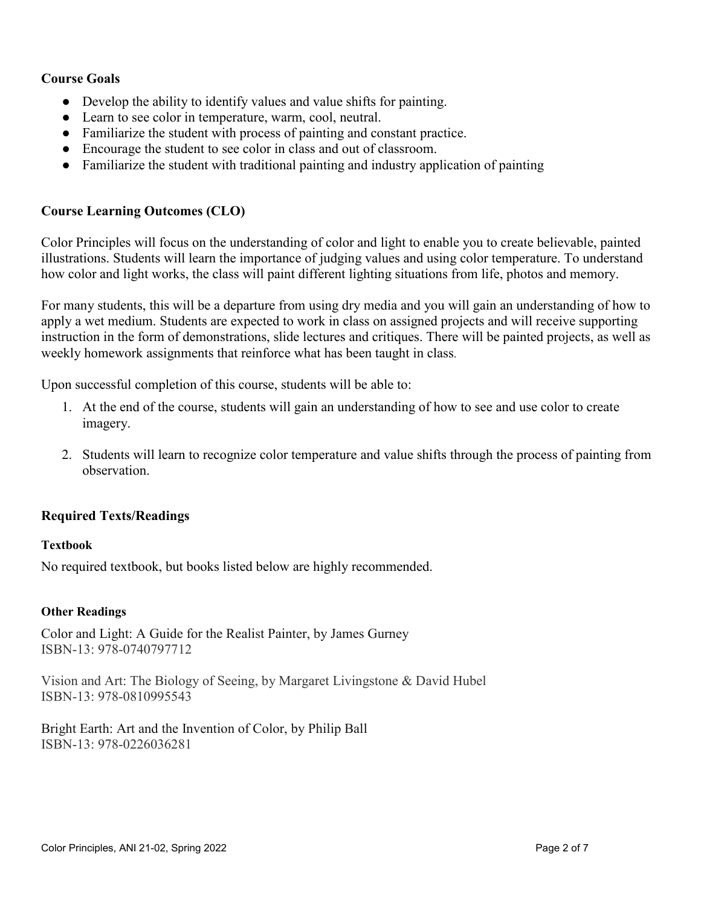## Course Goals

- Develop the ability to identify values and value shifts for painting.
- Learn to see color in temperature, warm, cool, neutral.
- Familiarize the student with process of painting and constant practice.
- Encourage the student to see color in class and out of classroom.
- Familiarize the student with traditional painting and industry application of painting

## Course Learning Outcomes (CLO)

Color Principles will focus on the understanding of color and light to enable you to create believable, painted illustrations. Students will learn the importance of judging values and using color temperature. To understand how color and light works, the class will paint different lighting situations from life, photos and memory.

For many students, this will be a departure from using dry media and you will gain an understanding of how to apply a wet medium. Students are expected to work in class on assigned projects and will receive supporting instruction in the form of demonstrations, slide lectures and critiques. There will be painted projects, as well as weekly homework assignments that reinforce what has been taught in class.

Upon successful completion of this course, students will be able to:

1. At the end of the course, students will gain an understanding of how to see and use color to create imagery.
2. Students will learn to recognize color temperature and value shifts through the process of painting from observation.

## Required Texts/Readings

### Textbook

No required textbook, but books listed below are highly recommended.

### Other Readings

Color and Light: A Guide for the Realist Painter, by James Gurney
ISBN-13: 978-0740797712

Vision and Art: The Biology of Seeing, by Margaret Livingstone & David Hubel
ISBN-13: 978-0810995543

Bright Earth: Art and the Invention of Color, by Philip Ball
ISBN-13: 978-0226036281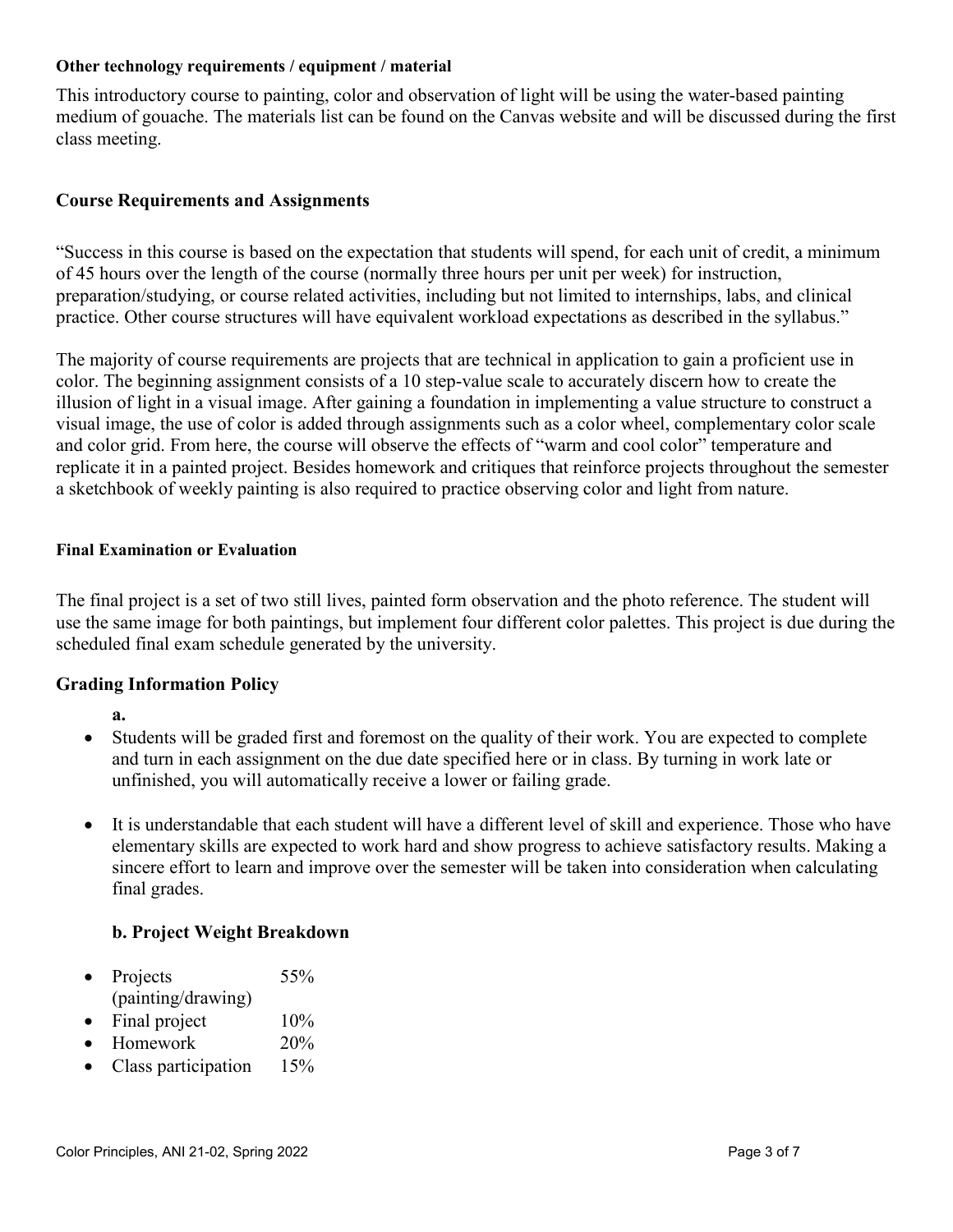#### Other technology requirements / equipment / material

This introductory course to painting, color and observation of light will be using the water-based painting medium of gouache. The materials list can be found on the Canvas website and will be discussed during the first class meeting.

### Course Requirements and Assignments

"Success in this course is based on the expectation that students will spend, for each unit of credit, a minimum of 45 hours over the length of the course (normally three hours per unit per week) for instruction, preparation/studying, or course related activities, including but not limited to internships, labs, and clinical practice. Other course structures will have equivalent workload expectations as described in the syllabus."

The majority of course requirements are projects that are technical in application to gain a proficient use in color. The beginning assignment consists of a 10 step-value scale to accurately discern how to create the illusion of light in a visual image. After gaining a foundation in implementing a value structure to construct a visual image, the use of color is added through assignments such as a color wheel, complementary color scale and color grid. From here, the course will observe the effects of "warm and cool color" temperature and replicate it in a painted project. Besides homework and critiques that reinforce projects throughout the semester a sketchbook of weekly painting is also required to practice observing color and light from nature.

#### Final Examination or Evaluation

The final project is a set of two still lives, painted form observation and the photo reference. The student will use the same image for both paintings, but implement four different color palettes. This project is due during the scheduled final exam schedule generated by the university.

### Grading Information Policy

**a.**

- Students will be graded first and foremost on the quality of their work. You are expected to complete and turn in each assignment on the due date specified here or in class. By turning in work late or unfinished, you will automatically receive a lower or failing grade.
- It is understandable that each student will have a different level of skill and experience. Those who have elementary skills are expected to work hard and show progress to achieve satisfactory results. Making a sincere effort to learn and improve over the semester will be taken into consideration when calculating final grades.

**b. Project Weight Breakdown**

- Projects (painting/drawing) 55%
- Final project 10%
- Homework 20%
- Class participation 15%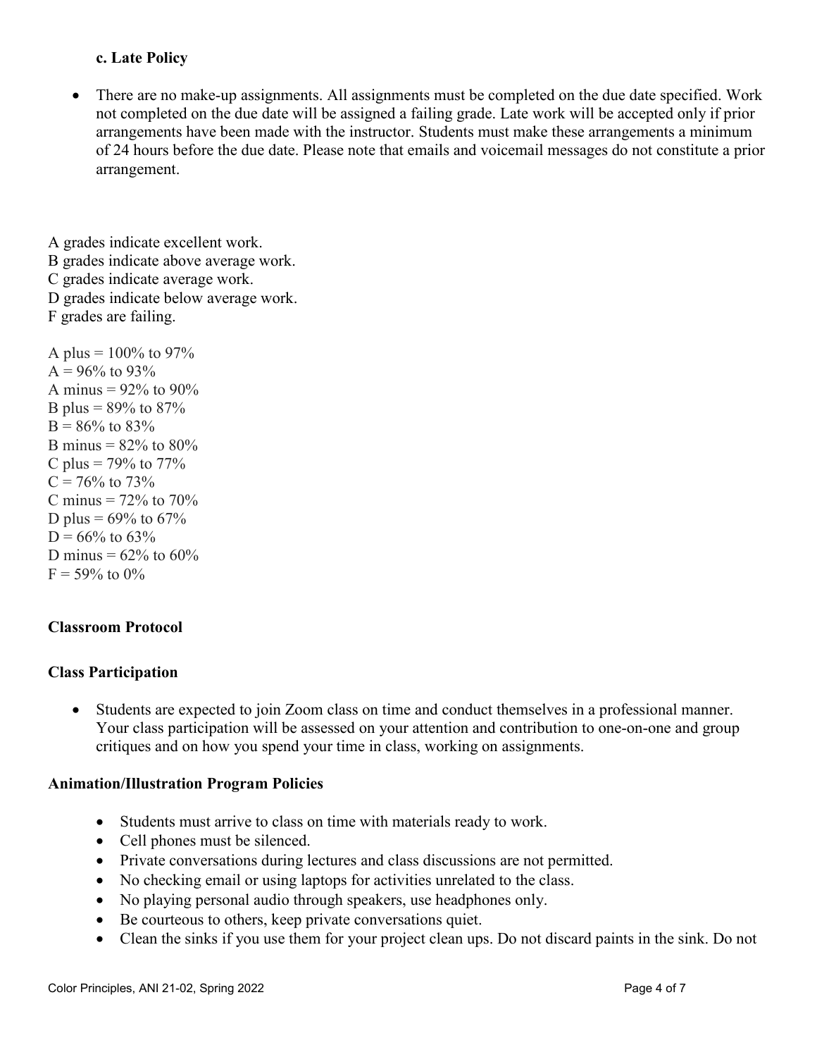**c. Late Policy**

- There are no make-up assignments. All assignments must be completed on the due date specified. Work not completed on the due date will be assigned a failing grade. Late work will be accepted only if prior arrangements have been made with the instructor. Students must make these arrangements a minimum of 24 hours before the due date. Please note that emails and voicemail messages do not constitute a prior arrangement.

A grades indicate excellent work.
B grades indicate above average work.
C grades indicate average work.
D grades indicate below average work.
F grades are failing.

A plus = 100% to 97%
A = 96% to 93%
A minus = 92% to 90%
B plus = 89% to 87%
B = 86% to 83%
B minus = 82% to 80%
C plus = 79% to 77%
C = 76% to 73%
C minus = 72% to 70%
D plus = 69% to 67%
D = 66% to 63%
D minus = 62% to 60%
F = 59% to 0%

**Classroom Protocol**

**Class Participation**

- Students are expected to join Zoom class on time and conduct themselves in a professional manner. Your class participation will be assessed on your attention and contribution to one-on-one and group critiques and on how you spend your time in class, working on assignments.

**Animation/Illustration Program Policies**

- Students must arrive to class on time with materials ready to work.
- Cell phones must be silenced.
- Private conversations during lectures and class discussions are not permitted.
- No checking email or using laptops for activities unrelated to the class.
- No playing personal audio through speakers, use headphones only.
- Be courteous to others, keep private conversations quiet.
- Clean the sinks if you use them for your project clean ups. Do not discard paints in the sink. Do not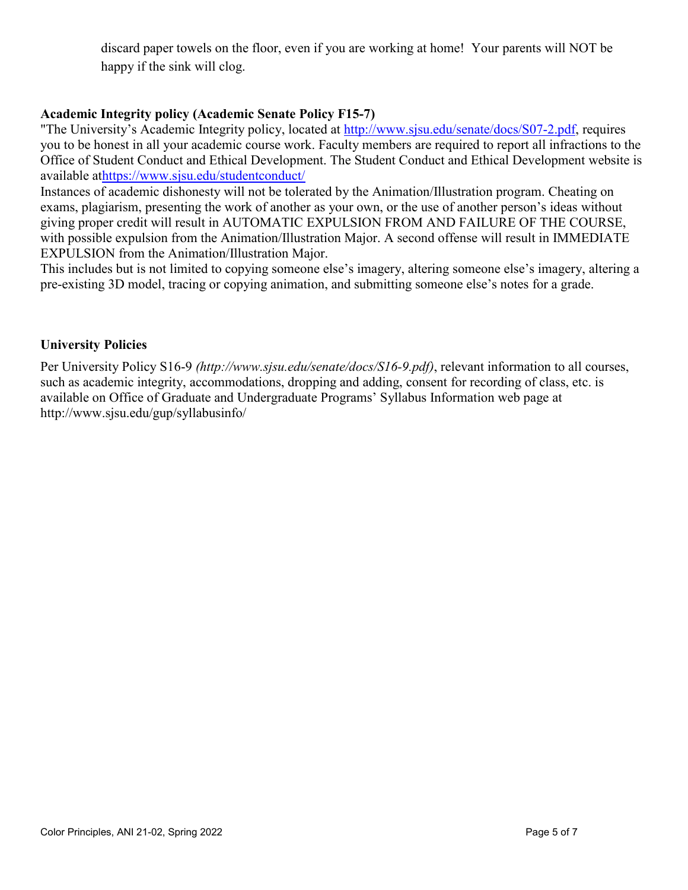discard paper towels on the floor, even if you are working at home! Your parents will NOT be happy if the sink will clog.

**Academic Integrity policy (Academic Senate Policy F15-7)**

"The University's Academic Integrity policy, located at [http://www.sjsu.edu/senate/docs/S07-2.pdf](http://www.sjsu.edu/senate/docs/S07-2.pdf), requires you to be honest in all your academic course work. Faculty members are required to report all infractions to the Office of Student Conduct and Ethical Development. The Student Conduct and Ethical Development website is available at[https://www.sjsu.edu/studentconduct/](https://www.sjsu.edu/studentconduct/)

Instances of academic dishonesty will not be tolerated by the Animation/Illustration program. Cheating on exams, plagiarism, presenting the work of another as your own, or the use of another person's ideas without giving proper credit will result in AUTOMATIC EXPULSION FROM AND FAILURE OF THE COURSE, with possible expulsion from the Animation/Illustration Major. A second offense will result in IMMEDIATE EXPULSION from the Animation/Illustration Major.

This includes but is not limited to copying someone else's imagery, altering someone else's imagery, altering a pre-existing 3D model, tracing or copying animation, and submitting someone else's notes for a grade.

**University Policies**

Per University Policy S16-9 *(http://www.sjsu.edu/senate/docs/S16-9.pdf)*, relevant information to all courses, such as academic integrity, accommodations, dropping and adding, consent for recording of class, etc. is available on Office of Graduate and Undergraduate Programs' Syllabus Information web page at http://www.sjsu.edu/gup/syllabusinfo/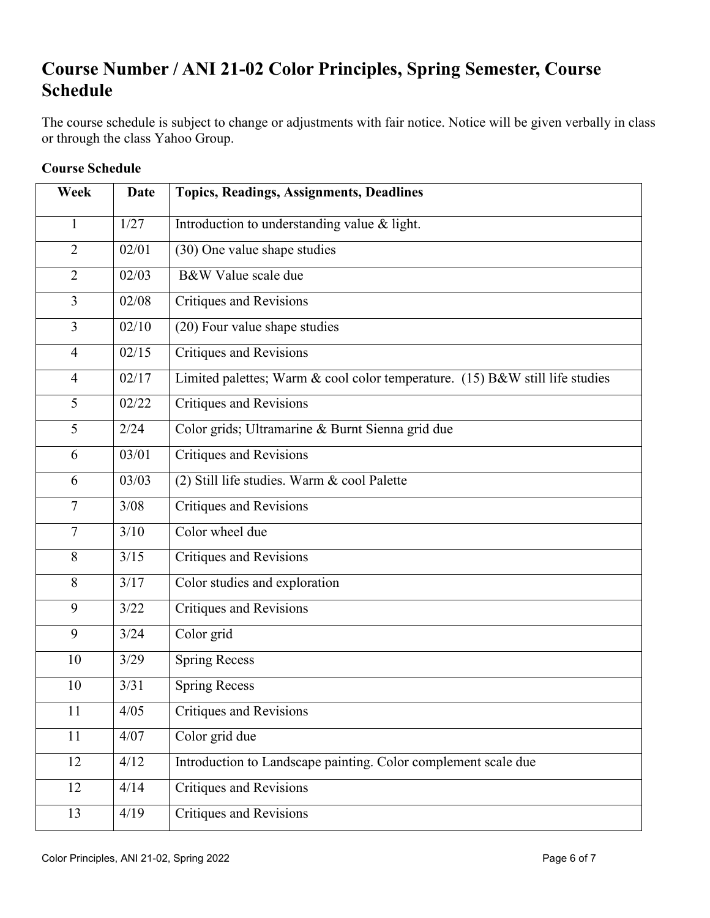## Course Number / ANI 21-02 Color Principles, Spring Semester, Course Schedule

The course schedule is subject to change or adjustments with fair notice. Notice will be given verbally in class or through the class Yahoo Group.

**Course Schedule**

| Week | Date | Topics, Readings, Assignments, Deadlines |
|---|---|---|
| 1 | 1/27 | Introduction to understanding value & light. |
| 2 | 02/01 | (30) One value shape studies |
| 2 | 02/03 | B&W Value scale due |
| 3 | 02/08 | Critiques and Revisions |
| 3 | 02/10 | (20) Four value shape studies |
| 4 | 02/15 | Critiques and Revisions |
| 4 | 02/17 | Limited palettes; Warm & cool color temperature. (15) B&W still life studies |
| 5 | 02/22 | Critiques and Revisions |
| 5 | 2/24 | Color grids; Ultramarine & Burnt Sienna grid due |
| 6 | 03/01 | Critiques and Revisions |
| 6 | 03/03 | (2) Still life studies. Warm & cool Palette |
| 7 | 3/08 | Critiques and Revisions |
| 7 | 3/10 | Color wheel due |
| 8 | 3/15 | Critiques and Revisions |
| 8 | 3/17 | Color studies and exploration |
| 9 | 3/22 | Critiques and Revisions |
| 9 | 3/24 | Color grid |
| 10 | 3/29 | Spring Recess |
| 10 | 3/31 | Spring Recess |
| 11 | 4/05 | Critiques and Revisions |
| 11 | 4/07 | Color grid due |
| 12 | 4/12 | Introduction to Landscape painting. Color complement scale due |
| 12 | 4/14 | Critiques and Revisions |
| 13 | 4/19 | Critiques and Revisions |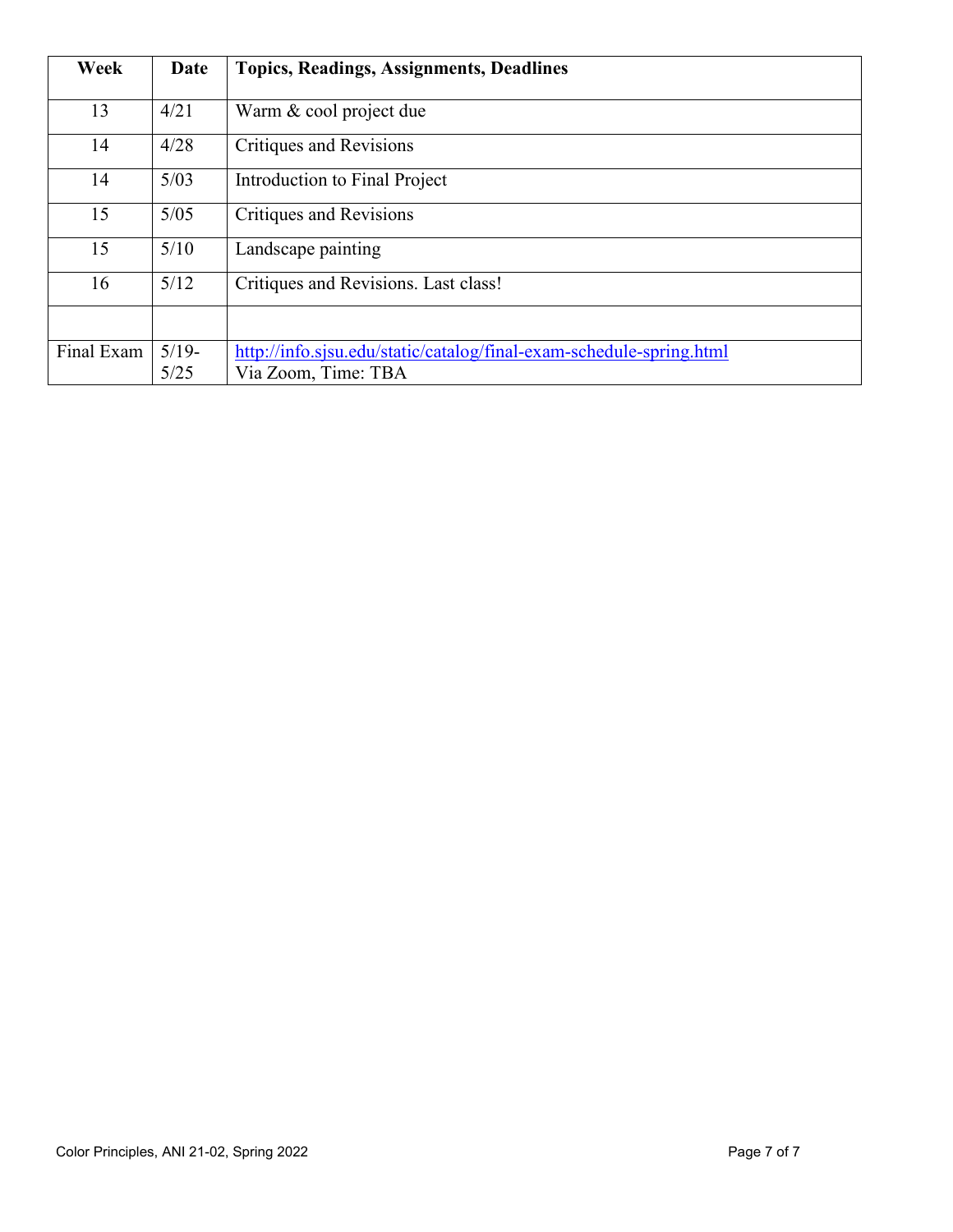| Week | Date | Topics, Readings, Assignments, Deadlines |
|---|---|---|
| 13 | 4/21 | Warm & cool project due |
| 14 | 4/28 | Critiques and Revisions |
| 14 | 5/03 | Introduction to Final Project |
| 15 | 5/05 | Critiques and Revisions |
| 15 | 5/10 | Landscape painting |
| 16 | 5/12 | Critiques and Revisions. Last class! |
| | | |
| Final Exam | 5/19-5/25 | [http://info.sjsu.edu/static/catalog/final-exam-schedule-spring.html](http://info.sjsu.edu/static/catalog/final-exam-schedule-spring.html) Via Zoom, Time: TBA |